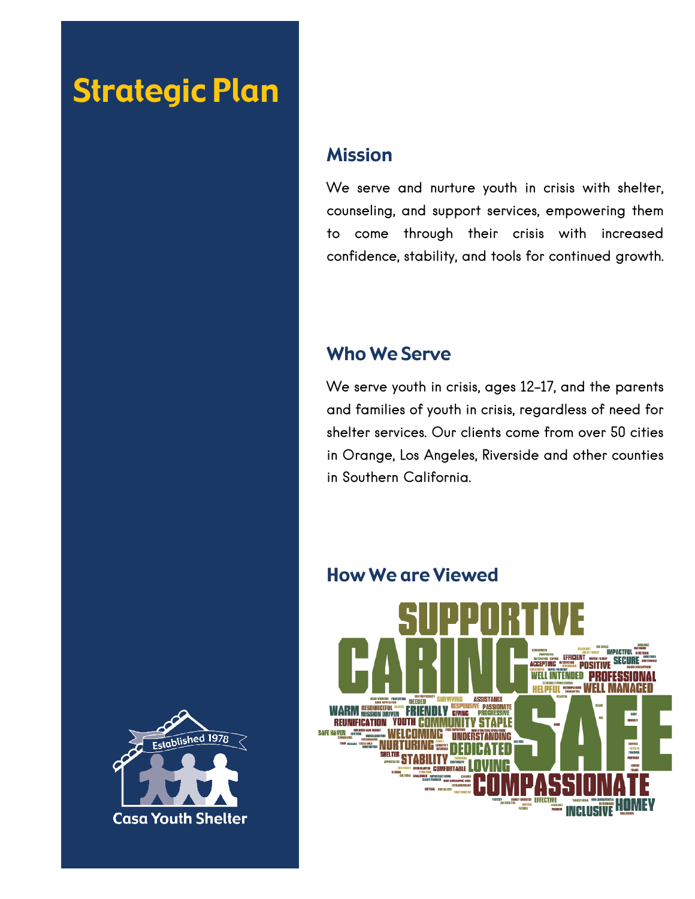# Strategic Plan

## Mission

We serve and nurture youth in crisis with shelter, counseling, and support services, empowering them to come through their crisis with increased confidence, stability, and tools for continued growth.

## Who We Serve

We serve youth in crisis, ages 12-17, and the parents and families of youth in crisis, regardless of need for shelter services. Our clients come from over 50 cities in Orange, Los Angeles, Riverside and other counties in Southern California.

## How We are Viewed

Established 1978

Casa Youth Shelter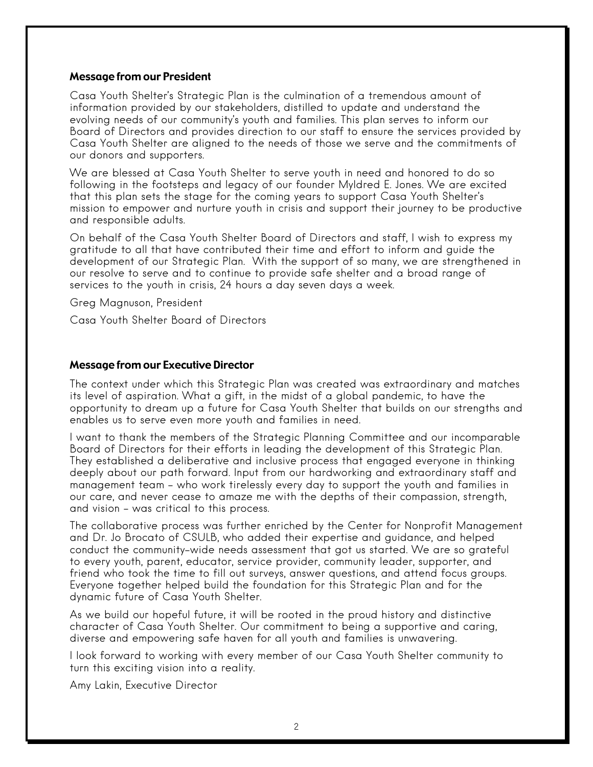## Message from our President

Casa Youth Shelter's Strategic Plan is the culmination of a tremendous amount of information provided by our stakeholders, distilled to update and understand the evolving needs of our community's youth and families. This plan serves to inform our Board of Directors and provides direction to our staff to ensure the services provided by Casa Youth Shelter are aligned to the needs of those we serve and the commitments of our donors and supporters.

We are blessed at Casa Youth Shelter to serve youth in need and honored to do so following in the footsteps and legacy of our founder Myldred E. Jones. We are excited that this plan sets the stage for the coming years to support Casa Youth Shelter's mission to empower and nurture youth in crisis and support their journey to be productive and responsible adults.

On behalf of the Casa Youth Shelter Board of Directors and staff, I wish to express my gratitude to all that have contributed their time and effort to inform and guide the development of our Strategic Plan. With the support of so many, we are strengthened in our resolve to serve and to continue to provide safe shelter and a broad range of services to the youth in crisis, 24 hours a day seven days a week.

Greg Magnuson, President

Casa Youth Shelter Board of Directors

## Message from our Executive Director

The context under which this Strategic Plan was created was extraordinary and matches its level of aspiration. What a gift, in the midst of a global pandemic, to have the opportunity to dream up a future for Casa Youth Shelter that builds on our strengths and enables us to serve even more youth and families in need.

I want to thank the members of the Strategic Planning Committee and our incomparable Board of Directors for their efforts in leading the development of this Strategic Plan. They established a deliberative and inclusive process that engaged everyone in thinking deeply about our path forward. Input from our hardworking and extraordinary staff and management team – who work tirelessly every day to support the youth and families in our care, and never cease to amaze me with the depths of their compassion, strength, and vision – was critical to this process.

The collaborative process was further enriched by the Center for Nonprofit Management and Dr. Jo Brocato of CSULB, who added their expertise and guidance, and helped conduct the community-wide needs assessment that got us started. We are so grateful to every youth, parent, educator, service provider, community leader, supporter, and friend who took the time to fill out surveys, answer questions, and attend focus groups. Everyone together helped build the foundation for this Strategic Plan and for the dynamic future of Casa Youth Shelter.

As we build our hopeful future, it will be rooted in the proud history and distinctive character of Casa Youth Shelter. Our commitment to being a supportive and caring, diverse and empowering safe haven for all youth and families is unwavering.

I look forward to working with every member of our Casa Youth Shelter community to turn this exciting vision into a reality.

Amy Lakin, Executive Director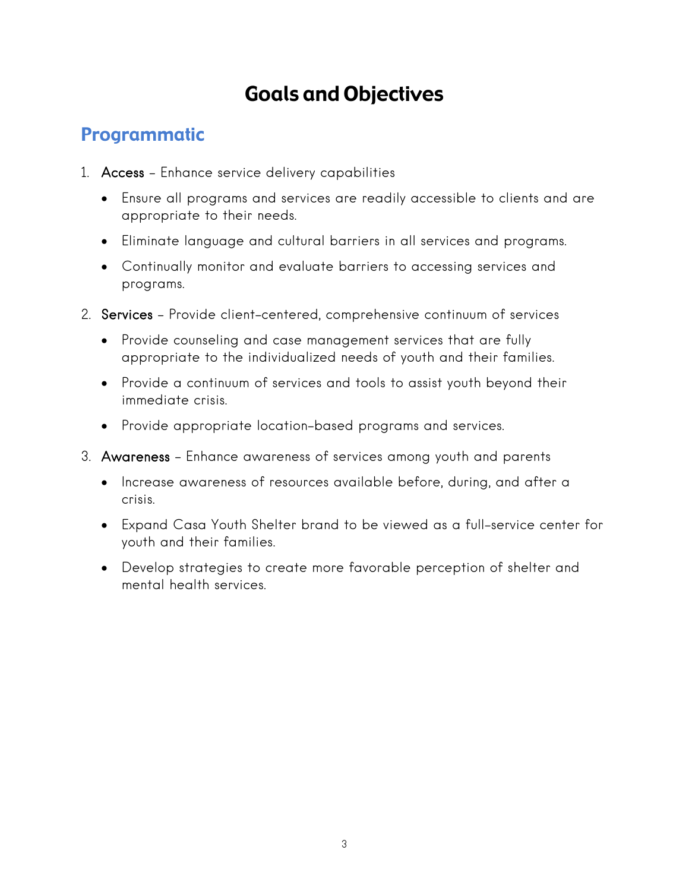# Goals and Objectives

## Programmatic

1. Access – Enhance service delivery capabilities
   - Ensure all programs and services are readily accessible to clients and are appropriate to their needs.
   - Eliminate language and cultural barriers in all services and programs.
   - Continually monitor and evaluate barriers to accessing services and programs.
2. Services – Provide client-centered, comprehensive continuum of services
   - Provide counseling and case management services that are fully appropriate to the individualized needs of youth and their families.
   - Provide a continuum of services and tools to assist youth beyond their immediate crisis.
   - Provide appropriate location-based programs and services.
3. Awareness – Enhance awareness of services among youth and parents
   - Increase awareness of resources available before, during, and after a crisis.
   - Expand Casa Youth Shelter brand to be viewed as a full-service center for youth and their families.
   - Develop strategies to create more favorable perception of shelter and mental health services.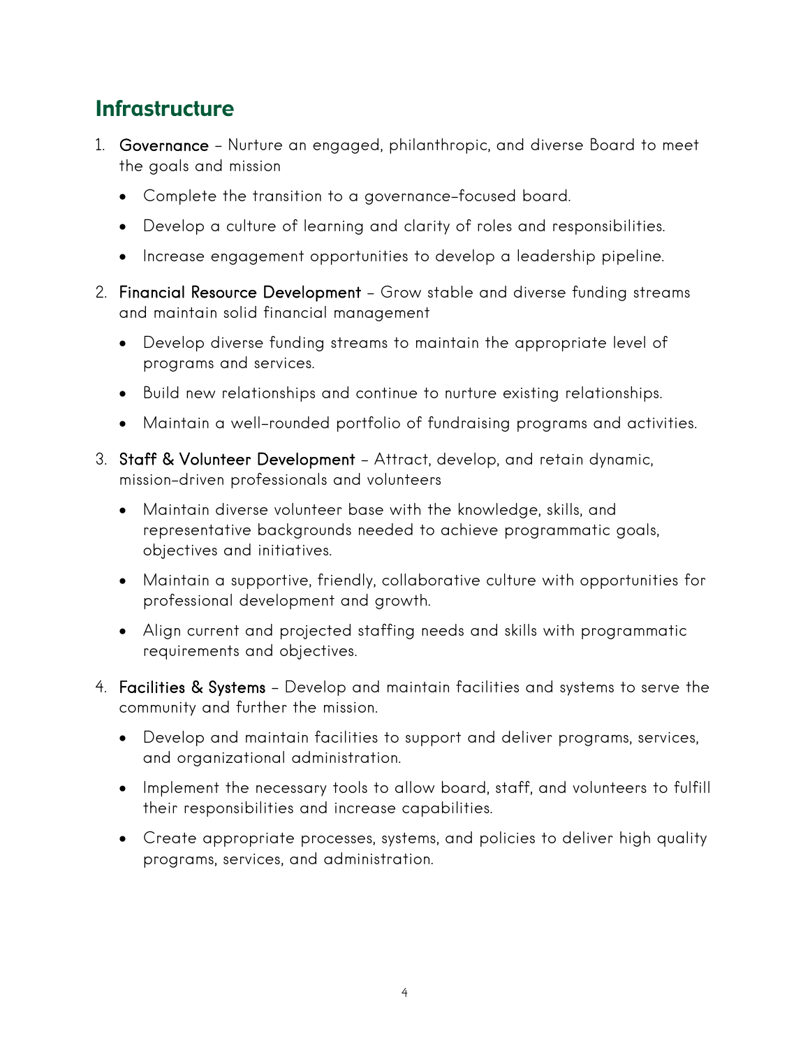## Infrastructure

1. Governance – Nurture an engaged, philanthropic, and diverse Board to meet the goals and mission
   - Complete the transition to a governance-focused board.
   - Develop a culture of learning and clarity of roles and responsibilities.
   - Increase engagement opportunities to develop a leadership pipeline.
2. Financial Resource Development – Grow stable and diverse funding streams and maintain solid financial management
   - Develop diverse funding streams to maintain the appropriate level of programs and services.
   - Build new relationships and continue to nurture existing relationships.
   - Maintain a well-rounded portfolio of fundraising programs and activities.
3. Staff & Volunteer Development – Attract, develop, and retain dynamic, mission-driven professionals and volunteers
   - Maintain diverse volunteer base with the knowledge, skills, and representative backgrounds needed to achieve programmatic goals, objectives and initiatives.
   - Maintain a supportive, friendly, collaborative culture with opportunities for professional development and growth.
   - Align current and projected staffing needs and skills with programmatic requirements and objectives.
4. Facilities & Systems – Develop and maintain facilities and systems to serve the community and further the mission.
   - Develop and maintain facilities to support and deliver programs, services, and organizational administration.
   - Implement the necessary tools to allow board, staff, and volunteers to fulfill their responsibilities and increase capabilities.
   - Create appropriate processes, systems, and policies to deliver high quality programs, services, and administration.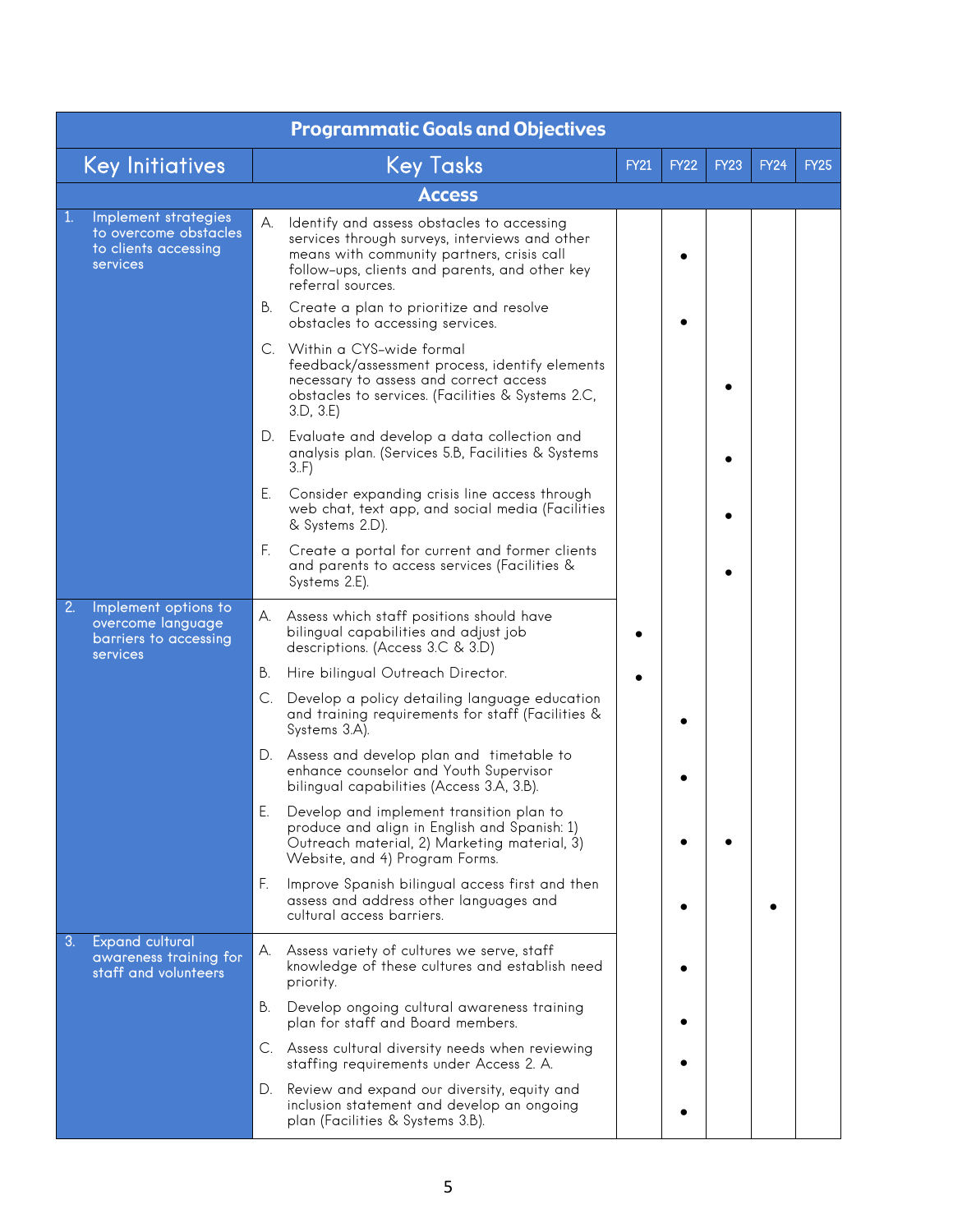| Programmatic Goals and Objectives | | | | | | |
|---|---|---|---|---|---|---|
| **Key Initiatives** | **Key Tasks** | **FY21** | **FY22** | **FY23** | **FY24** | **FY25** |
| **Access** | | | | | | |
| 1. Implement strategies to overcome obstacles to clients accessing services | A. Identify and assess obstacles to accessing services through surveys, interviews and other means with community partners, crisis call follow-ups, clients and parents, and other key referral sources. | | • | | | |
| | B. Create a plan to prioritize and resolve obstacles to accessing services. | | • | | | |
| | C. Within a CYS-wide formal feedback/assessment process, identify elements necessary to assess and correct access obstacles to services. (Facilities & Systems 2.C, 3.D, 3.E) | | | • | | |
| | D. Evaluate and develop a data collection and analysis plan. (Services 5.B, Facilities & Systems 3..F) | | | • | | |
| | E. Consider expanding crisis line access through web chat, text app, and social media (Facilities & Systems 2.D). | | | • | | |
| | F. Create a portal for current and former clients and parents to access services (Facilities & Systems 2.E). | | | • | | |
| 2. Implement options to overcome language barriers to accessing services | A. Assess which staff positions should have bilingual capabilities and adjust job descriptions. (Access 3.C & 3.D) | • | | | | |
| | B. Hire bilingual Outreach Director. | • | | | | |
| | C. Develop a policy detailing language education and training requirements for staff (Facilities & Systems 3.A). | | • | | | |
| | D. Assess and develop plan and timetable to enhance counselor and Youth Supervisor bilingual capabilities (Access 3.A, 3.B). | | • | | | |
| | E. Develop and implement transition plan to produce and align in English and Spanish: 1) Outreach material, 2) Marketing material, 3) Website, and 4) Program Forms. | | • | • | | |
| | F. Improve Spanish bilingual access first and then assess and address other languages and cultural access barriers. | | • | | • | |
| 3. Expand cultural awareness training for staff and volunteers | A. Assess variety of cultures we serve, staff knowledge of these cultures and establish need priority. | | • | | | |
| | B. Develop ongoing cultural awareness training plan for staff and Board members. | | • | | | |
| | C. Assess cultural diversity needs when reviewing staffing requirements under Access 2. A. | | • | | | |
| | D. Review and expand our diversity, equity and inclusion statement and develop an ongoing plan (Facilities & Systems 3.B). | | • | | | |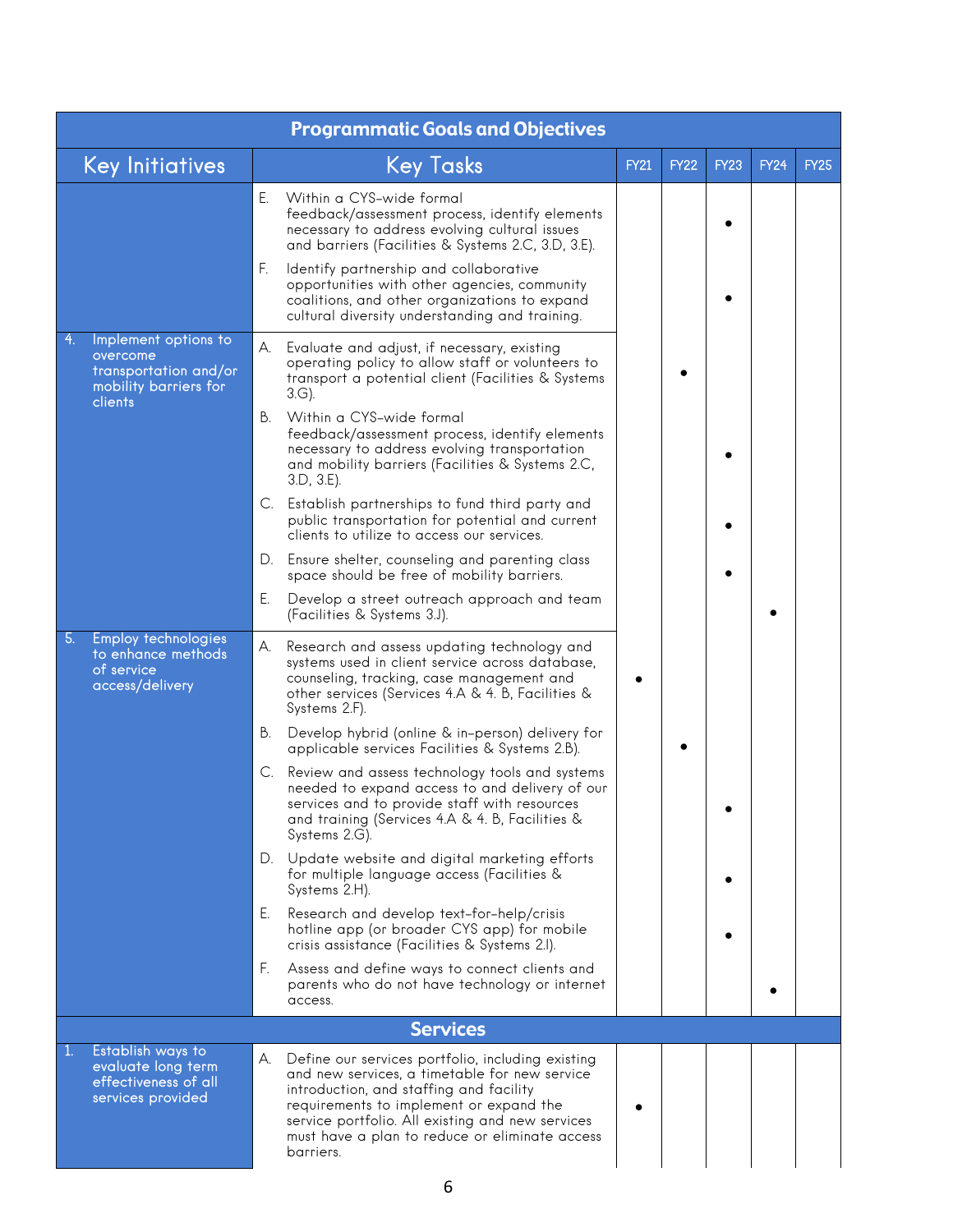| Programmatic Goals and Objectives | | | | | | |
|---|---|---|---|---|---|---|
| **Key Initiatives** | **Key Tasks** | **FY21** | **FY22** | **FY23** | **FY24** | **FY25** |
| | E. Within a CYS-wide formal feedback/assessment process, identify elements necessary to address evolving cultural issues and barriers (Facilities & Systems 2.C, 3.D, 3.E). | | | • | | |
| | F. Identify partnership and collaborative opportunities with other agencies, community coalitions, and other organizations to expand cultural diversity understanding and training. | | | • | | |
| 4. Implement options to overcome transportation and/or mobility barriers for clients | A. Evaluate and adjust, if necessary, existing operating policy to allow staff or volunteers to transport a potential client (Facilities & Systems 3.G). | | • | | | |
| | B. Within a CYS-wide formal feedback/assessment process, identify elements necessary to address evolving transportation and mobility barriers (Facilities & Systems 2.C, 3.D, 3.E). | | | • | | |
| | C. Establish partnerships to fund third party and public transportation for potential and current clients to utilize to access our services. | | | • | | |
| | D. Ensure shelter, counseling and parenting class space should be free of mobility barriers. | | | • | | |
| | E. Develop a street outreach approach and team (Facilities & Systems 3.J). | | | | • | |
| 5. Employ technologies to enhance methods of service access/delivery | A. Research and assess updating technology and systems used in client service across database, counseling, tracking, case management and other services (Services 4.A & 4. B, Facilities & Systems 2.F). | • | | | | |
| | B. Develop hybrid (online & in-person) delivery for applicable services Facilities & Systems 2.B). | | • | | | |
| | C. Review and assess technology tools and systems needed to expand access to and delivery of our services and to provide staff with resources and training (Services 4.A & 4. B, Facilities & Systems 2.G). | | | • | | |
| | D. Update website and digital marketing efforts for multiple language access (Facilities & Systems 2.H). | | | • | | |
| | E. Research and develop text-for-help/crisis hotline app (or broader CYS app) for mobile crisis assistance (Facilities & Systems 2.I). | | | • | | |
| | F. Assess and define ways to connect clients and parents who do not have technology or internet access. | | | | • | |
| **Services** | | | | | | |
| 1. Establish ways to evaluate long term effectiveness of all services provided | A. Define our services portfolio, including existing and new services, a timetable for new service introduction, and staffing and facility requirements to implement or expand the service portfolio. All existing and new services must have a plan to reduce or eliminate access barriers. | • | | | | |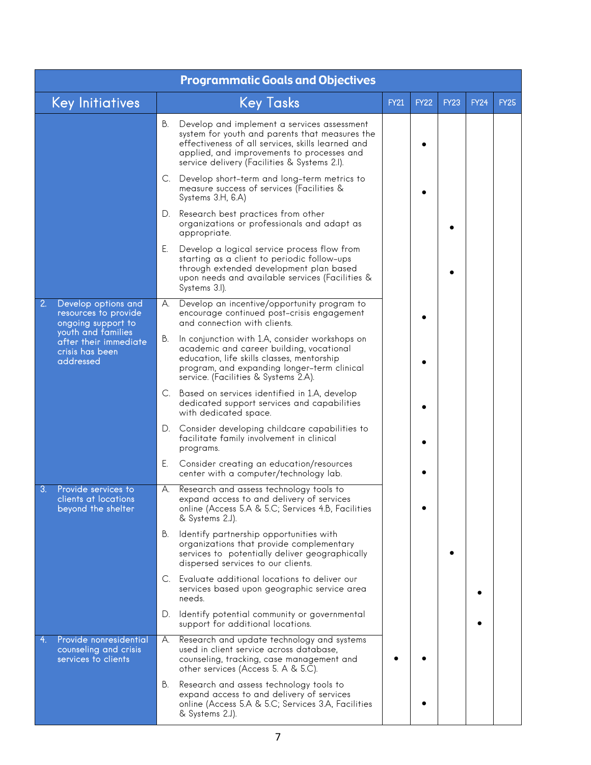| Key Initiatives | Key Tasks | FY21 | FY22 | FY23 | FY24 | FY25 |
|---|---|---|---|---|---|---|
| | B. Develop and implement a services assessment system for youth and parents that measures the effectiveness of all services, skills learned and applied, and improvements to processes and service delivery (Facilities & Systems 2.I). | | • | | | |
| | C. Develop short-term and long-term metrics to measure success of services (Facilities & Systems 3.H, 6.A) | | • | | | |
| | D. Research best practices from other organizations or professionals and adapt as appropriate. | | | • | | |
| | E. Develop a logical service process flow from starting as a client to periodic follow-ups through extended development plan based upon needs and available services (Facilities & Systems 3.I). | | | • | | |
| 2. Develop options and resources to provide ongoing support to youth and families after their immediate crisis has been addressed | A. Develop an incentive/opportunity program to encourage continued post-crisis engagement and connection with clients. | | • | | | |
| | B. In conjunction with 1.A, consider workshops on academic and career building, vocational education, life skills classes, mentorship program, and expanding longer-term clinical service. (Facilities & Systems 2.A). | | • | | | |
| | C. Based on services identified in 1.A, develop dedicated support services and capabilities with dedicated space. | | • | | | |
| | D. Consider developing childcare capabilities to facilitate family involvement in clinical programs. | | • | | | |
| | E. Consider creating an education/resources center with a computer/technology lab. | | • | | | |
| 3. Provide services to clients at locations beyond the shelter | A. Research and assess technology tools to expand access to and delivery of services online (Access 5.A & 5.C; Services 4.B, Facilities & Systems 2.J). | | • | | | |
| | B. Identify partnership opportunities with organizations that provide complementary services to potentially deliver geographically dispersed services to our clients. | | | • | | |
| | C. Evaluate additional locations to deliver our services based upon geographic service area needs. | | | | • | |
| | D. Identify potential community or governmental support for additional locations. | | | | • | |
| 4. Provide nonresidential counseling and crisis services to clients | A. Research and update technology and systems used in client service across database, counseling, tracking, case management and other services (Access 5. A & 5.C). | • | • | | | |
| | B. Research and assess technology tools to expand access to and delivery of services online (Access 5.A & 5.C; Services 3.A, Facilities & Systems 2.J). | | • | | | |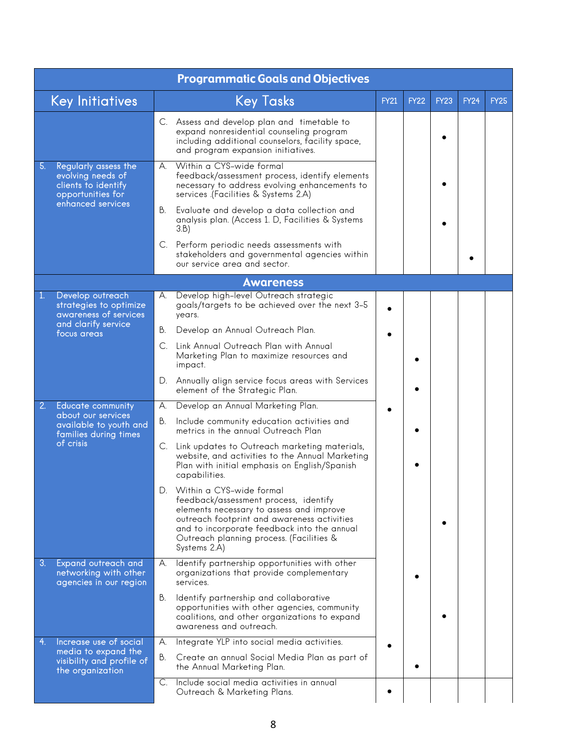| Programmatic Goals and Objectives | | | | | | |
|---|---|---|---|---|---|---|
| **Key Initiatives** | **Key Tasks** | **FY21** | **FY22** | **FY23** | **FY24** | **FY25** |
| | C. Assess and develop plan and timetable to expand nonresidential counseling program including additional counselors, facility space, and program expansion initiatives. | | | • | | |
| 5. Regularly assess the evolving needs of clients to identify opportunities for enhanced services | A. Within a CYS-wide formal feedback/assessment process, identify elements necessary to address evolving enhancements to services .(Facilities & Systems 2.A) | | | • | | |
| | B. Evaluate and develop a data collection and analysis plan. (Access 1. D, Facilities & Systems 3.B) | | | • | | |
| | C. Perform periodic needs assessments with stakeholders and governmental agencies within our service area and sector. | | | | • | |
| **Awareness** | | | | | | |
| 1. Develop outreach strategies to optimize awareness of services and clarify service focus areas | A. Develop high-level Outreach strategic goals/targets to be achieved over the next 3-5 years. | • | | | | |
| | B. Develop an Annual Outreach Plan. | • | | | | |
| | C. Link Annual Outreach Plan with Annual Marketing Plan to maximize resources and impact. | | • | | | |
| | D. Annually align service focus areas with Services element of the Strategic Plan. | | • | | | |
| 2. Educate community about our services available to youth and families during times of crisis | A. Develop an Annual Marketing Plan. | • | | | | |
| | B. Include community education activities and metrics in the annual Outreach Plan | | • | | | |
| | C. Link updates to Outreach marketing materials, website, and activities to the Annual Marketing Plan with initial emphasis on English/Spanish capabilities. | | • | | | |
| | D. Within a CYS-wide formal feedback/assessment process, identify elements necessary to assess and improve outreach footprint and awareness activities and to incorporate feedback into the annual Outreach planning process. (Facilities & Systems 2.A) | | | • | | |
| 3. Expand outreach and networking with other agencies in our region | A. Identify partnership opportunities with other organizations that provide complementary services. | | • | | | |
| | B. Identify partnership and collaborative opportunities with other agencies, community coalitions, and other organizations to expand awareness and outreach. | | | • | | |
| 4. Increase use of social media to expand the visibility and profile of the organization | A. Integrate YLP into social media activities. | • | | | | |
| | B. Create an annual Social Media Plan as part of the Annual Marketing Plan. | | • | | | |
| | C. Include social media activities in annual Outreach & Marketing Plans. | • | | | | |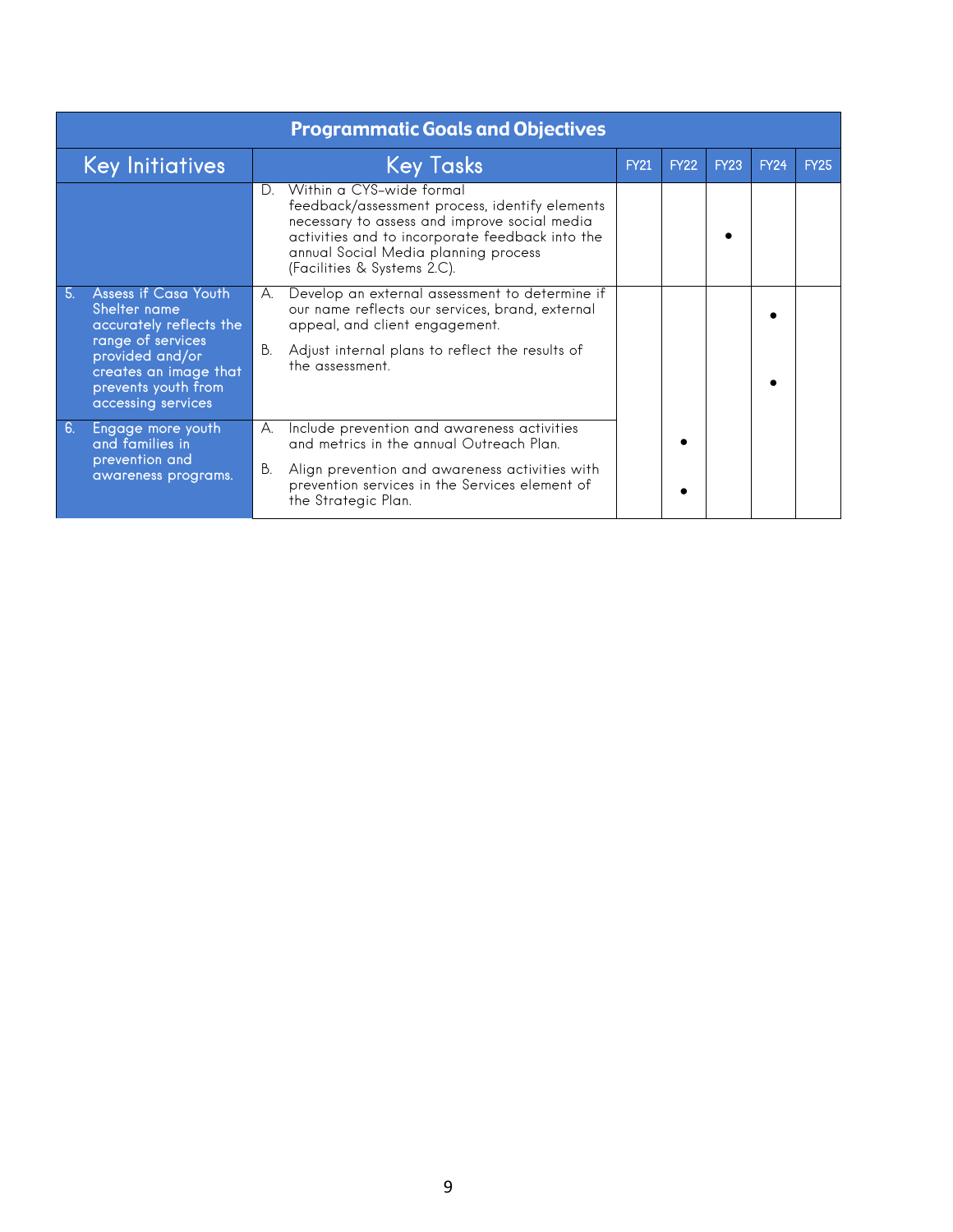| Programmatic Goals and Objectives | | | | | | |
|---|---|---|---|---|---|---|
| **Key Initiatives** | **Key Tasks** | FY21 | FY22 | FY23 | FY24 | FY25 |
| | D. Within a CYS-wide formal feedback/assessment process, identify elements necessary to assess and improve social media activities and to incorporate feedback into the annual Social Media planning process (Facilities & Systems 2.C). | | | • | | |
| 5. Assess if Casa Youth Shelter name accurately reflects the range of services provided and/or creates an image that prevents youth from accessing services | A. Develop an external assessment to determine if our name reflects our services, brand, external appeal, and client engagement. | | | | • | |
| | B. Adjust internal plans to reflect the results of the assessment. | | | | • | |
| 6. Engage more youth and families in prevention and awareness programs. | A. Include prevention and awareness activities and metrics in the annual Outreach Plan. | | • | | | |
| | B. Align prevention and awareness activities with prevention services in the Services element of the Strategic Plan. | | • | | | |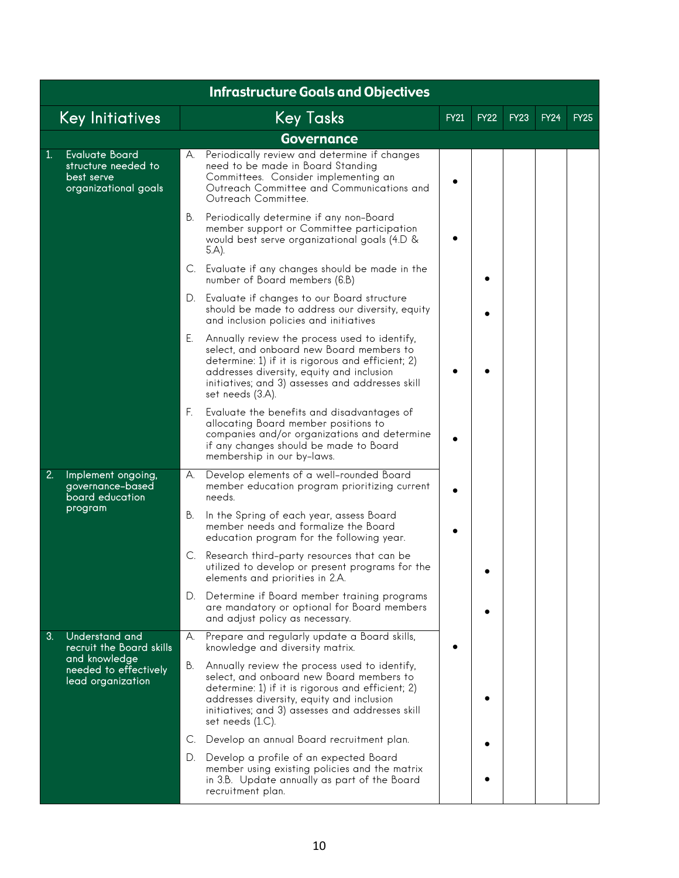| Infrastructure Goals and Objectives | | | | | | |
|---|---|---|---|---|---|---|
| **Key Initiatives** | **Key Tasks** | FY21 | FY22 | FY23 | FY24 | FY25 |
| **Governance** | | | | | | |
| 1. Evaluate Board structure needed to best serve organizational goals | A. Periodically review and determine if changes need to be made in Board Standing Committees. Consider implementing an Outreach Committee and Communications and Outreach Committee. | • | | | | |
| | B. Periodically determine if any non-Board member support or Committee participation would best serve organizational goals (4.D & 5.A). | • | | | | |
| | C. Evaluate if any changes should be made in the number of Board members (6.B) | | • | | | |
| | D. Evaluate if changes to our Board structure should be made to address our diversity, equity and inclusion policies and initiatives | | • | | | |
| | E. Annually review the process used to identify, select, and onboard new Board members to determine: 1) if it is rigorous and efficient; 2) addresses diversity, equity and inclusion initiatives; and 3) assesses and addresses skill set needs (3.A). | • | • | | | |
| | F. Evaluate the benefits and disadvantages of allocating Board member positions to companies and/or organizations and determine if any changes should be made to Board membership in our by-laws. | • | | | | |
| 2. Implement ongoing, governance-based board education program | A. Develop elements of a well-rounded Board member education program prioritizing current needs. | • | | | | |
| | B. In the Spring of each year, assess Board member needs and formalize the Board education program for the following year. | • | | | | |
| | C. Research third-party resources that can be utilized to develop or present programs for the elements and priorities in 2.A. | | • | | | |
| | D. Determine if Board member training programs are mandatory or optional for Board members and adjust policy as necessary. | | • | | | |
| 3. Understand and recruit the Board skills and knowledge needed to effectively lead organization | A. Prepare and regularly update a Board skills, knowledge and diversity matrix. | • | | | | |
| | B. Annually review the process used to identify, select, and onboard new Board members to determine: 1) if it is rigorous and efficient; 2) addresses diversity, equity and inclusion initiatives; and 3) assesses and addresses skill set needs (1.C). | | • | | | |
| | C. Develop an annual Board recruitment plan. | | • | | | |
| | D. Develop a profile of an expected Board member using existing policies and the matrix in 3.B. Update annually as part of the Board recruitment plan. | | • | | | |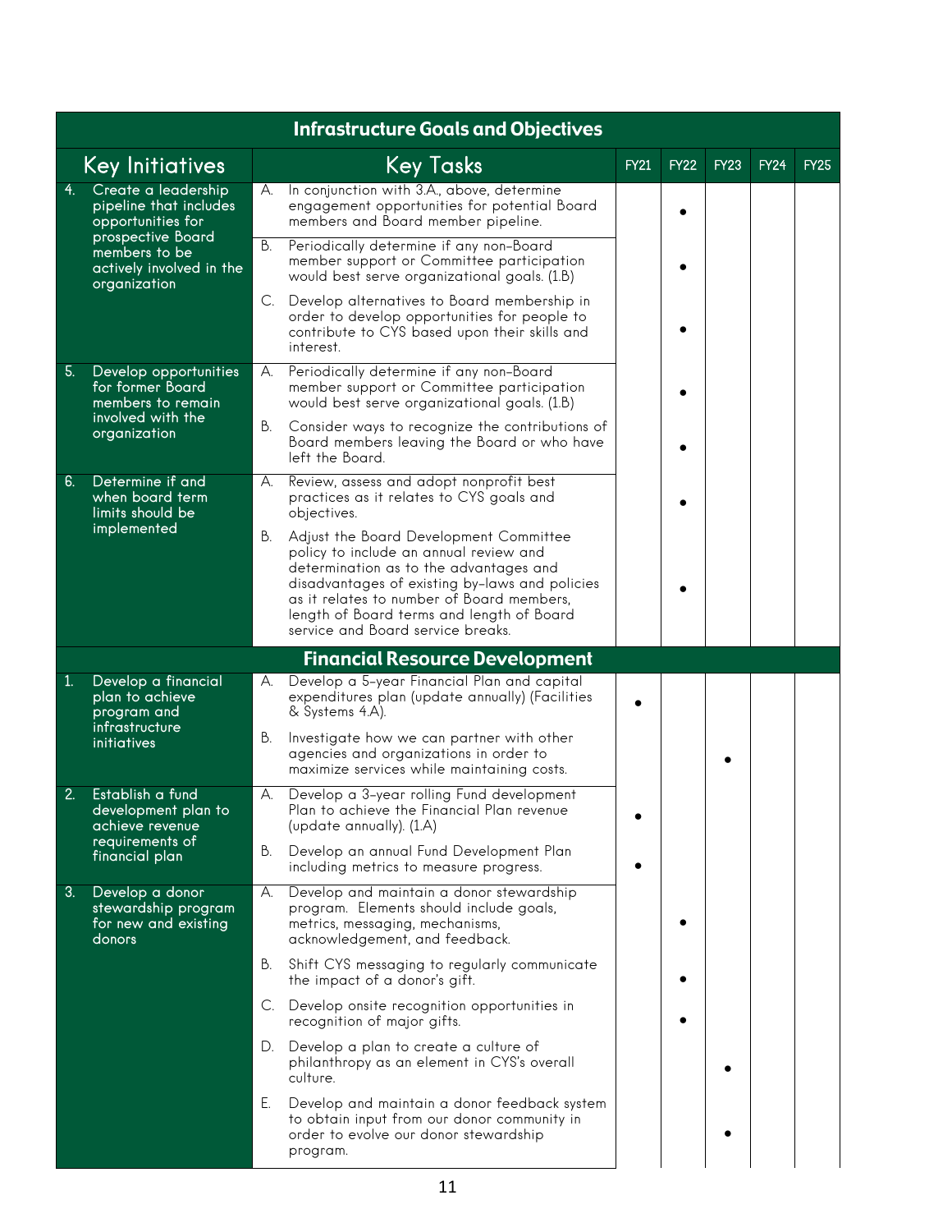| Key Initiatives | Key Tasks | FY21 | FY22 | FY23 | FY24 | FY25 |
|---|---|---|---|---|---|---|
| **Infrastructure Goals and Objectives** | | | | | | |
| 4. Create a leadership pipeline that includes opportunities for prospective Board members to be actively involved in the organization | A. In conjunction with 3.A., above, determine engagement opportunities for potential Board members and Board member pipeline. | | • | | | |
| | B. Periodically determine if any non-Board member support or Committee participation would best serve organizational goals. (1.B) | | • | | | |
| | C. Develop alternatives to Board membership in order to develop opportunities for people to contribute to CYS based upon their skills and interest. | | • | | | |
| 5. Develop opportunities for former Board members to remain involved with the organization | A. Periodically determine if any non-Board member support or Committee participation would best serve organizational goals. (1.B) | | • | | | |
| | B. Consider ways to recognize the contributions of Board members leaving the Board or who have left the Board. | | • | | | |
| 6. Determine if and when board term limits should be implemented | A. Review, assess and adopt nonprofit best practices as it relates to CYS goals and objectives. | | • | | | |
| | B. Adjust the Board Development Committee policy to include an annual review and determination as to the advantages and disadvantages of existing by-laws and policies as it relates to number of Board members, length of Board terms and length of Board service and Board service breaks. | | • | | | |
| **Financial Resource Development** | | | | | | |
| 1. Develop a financial plan to achieve program and infrastructure initiatives | A. Develop a 5-year Financial Plan and capital expenditures plan (update annually) (Facilities & Systems 4.A). | • | | | | |
| | B. Investigate how we can partner with other agencies and organizations in order to maximize services while maintaining costs. | | | • | | |
| 2. Establish a fund development plan to achieve revenue requirements of financial plan | A. Develop a 3-year rolling Fund development Plan to achieve the Financial Plan revenue (update annually). (1.A) | • | | | | |
| | B. Develop an annual Fund Development Plan including metrics to measure progress. | • | | | | |
| 3. Develop a donor stewardship program for new and existing donors | A. Develop and maintain a donor stewardship program. Elements should include goals, metrics, messaging, mechanisms, acknowledgement, and feedback. | | • | | | |
| | B. Shift CYS messaging to regularly communicate the impact of a donor's gift. | | • | | | |
| | C. Develop onsite recognition opportunities in recognition of major gifts. | | • | | | |
| | D. Develop a plan to create a culture of philanthropy as an element in CYS's overall culture. | | | • | | |
| | E. Develop and maintain a donor feedback system to obtain input from our donor community in order to evolve our donor stewardship program. | | | • | | |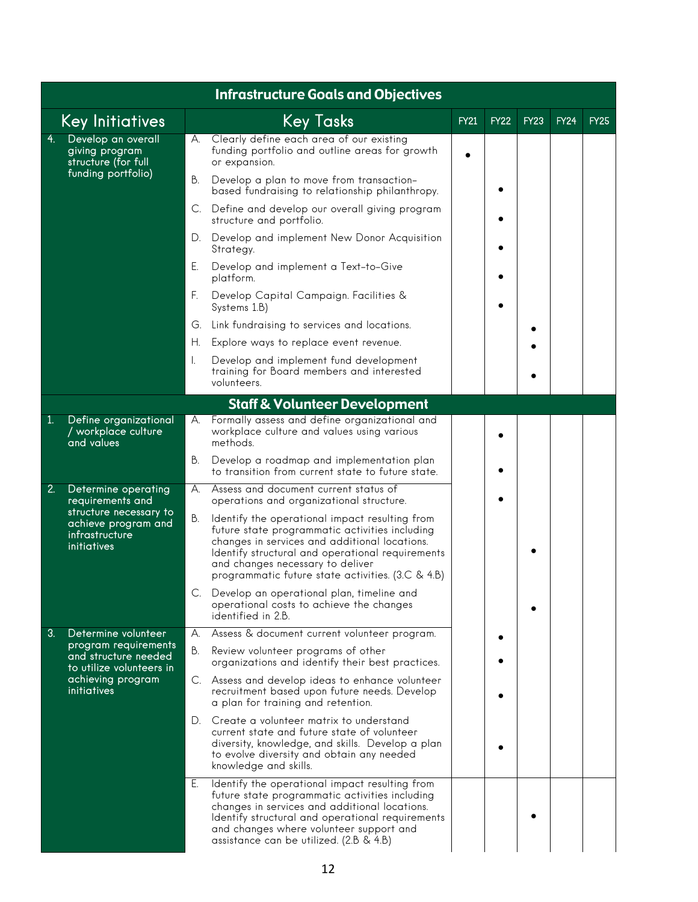## Infrastructure Goals and Objectives

| Key Initiatives | Key Tasks | FY21 | FY22 | FY23 | FY24 | FY25 |
|---|---|---|---|---|---|---|
| 4. Develop an overall giving program structure (for full funding portfolio) | A. Clearly define each area of our existing funding portfolio and outline areas for growth or expansion. | • | | | | |
| | B. Develop a plan to move from transaction-based fundraising to relationship philanthropy. | | • | | | |
| | C. Define and develop our overall giving program structure and portfolio. | | • | | | |
| | D. Develop and implement New Donor Acquisition Strategy. | | • | | | |
| | E. Develop and implement a Text-to-Give platform. | | • | | | |
| | F. Develop Capital Campaign. Facilities & Systems 1.B) | | • | | | |
| | G. Link fundraising to services and locations. | | | • | | |
| | H. Explore ways to replace event revenue. | | | • | | |
| | I. Develop and implement fund development training for Board members and interested volunteers. | | | • | | |

## Staff & Volunteer Development

| Key Initiatives | Key Tasks | FY21 | FY22 | FY23 | FY24 | FY25 |
|---|---|---|---|---|---|---|
| 1. Define organizational / workplace culture and values | A. Formally assess and define organizational and workplace culture and values using various methods. | | • | | | |
| | B. Develop a roadmap and implementation plan to transition from current state to future state. | | • | | | |
| 2. Determine operating requirements and structure necessary to achieve program and infrastructure initiatives | A. Assess and document current status of operations and organizational structure. | | • | | | |
| | B. Identify the operational impact resulting from future state programmatic activities including changes in services and additional locations. Identify structural and operational requirements and changes necessary to deliver programmatic future state activities. (3.C & 4.B) | | | • | | |
| | C. Develop an operational plan, timeline and operational costs to achieve the changes identified in 2.B. | | | • | | |
| 3. Determine volunteer program requirements and structure needed to utilize volunteers in achieving program initiatives | A. Assess & document current volunteer program. | | • | | | |
| | B. Review volunteer programs of other organizations and identify their best practices. | | • | | | |
| | C. Assess and develop ideas to enhance volunteer recruitment based upon future needs. Develop a plan for training and retention. | | • | | | |
| | D. Create a volunteer matrix to understand current state and future state of volunteer diversity, knowledge, and skills. Develop a plan to evolve diversity and obtain any needed knowledge and skills. | | • | | | |
| | E. Identify the operational impact resulting from future state programmatic activities including changes in services and additional locations. Identify structural and operational requirements and changes where volunteer support and assistance can be utilized. (2.B & 4.B) | | | • | | |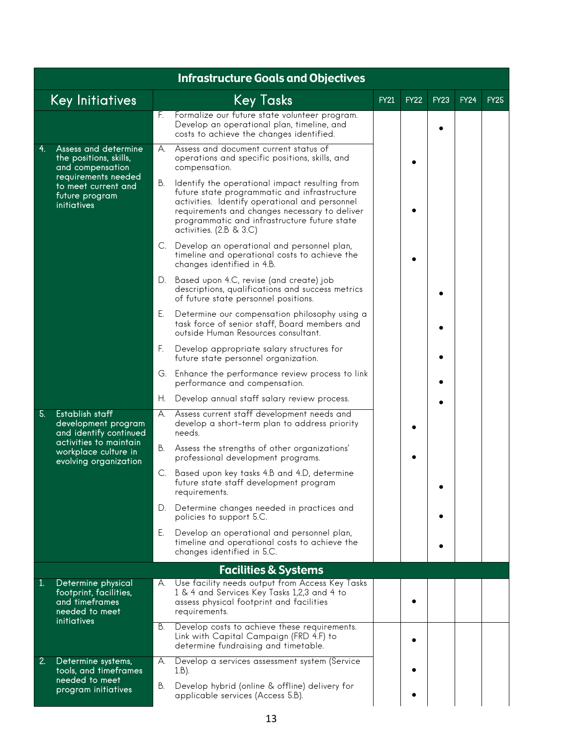| Infrastructure Goals and Objectives | | | | | | |
|---|---|---|---|---|---|---|
| **Key Initiatives** | **Key Tasks** | **FY21** | **FY22** | **FY23** | **FY24** | **FY25** |
| | F. Formalize our future state volunteer program. Develop an operational plan, timeline, and costs to achieve the changes identified. | | | • | | |
| 4. Assess and determine the positions, skills, and compensation requirements needed to meet current and future program initiatives | A. Assess and document current status of operations and specific positions, skills, and compensation. | | • | | | |
| | B. Identify the operational impact resulting from future state programmatic and infrastructure activities. Identify operational and personnel requirements and changes necessary to deliver programmatic and infrastructure future state activities. (2.B & 3.C) | | • | | | |
| | C. Develop an operational and personnel plan, timeline and operational costs to achieve the changes identified in 4.B. | | • | | | |
| | D. Based upon 4.C, revise (and create) job descriptions, qualifications and success metrics of future state personnel positions. | | | • | | |
| | E. Determine our compensation philosophy using a task force of senior staff, Board members and outside Human Resources consultant. | | | • | | |
| | F. Develop appropriate salary structures for future state personnel organization. | | | • | | |
| | G. Enhance the performance review process to link performance and compensation. | | | • | | |
| | H. Develop annual staff salary review process. | | | • | | |
| 5. Establish staff development program and identify continued activities to maintain workplace culture in evolving organization | A. Assess current staff development needs and develop a short-term plan to address priority needs. | | • | | | |
| | B. Assess the strengths of other organizations' professional development programs. | | • | | | |
| | C. Based upon key tasks 4.B and 4.D, determine future state staff development program requirements. | | | • | | |
| | D. Determine changes needed in practices and policies to support 5.C. | | | • | | |
| | E. Develop an operational and personnel plan, timeline and operational costs to achieve the changes identified in 5.C. | | | • | | |
| **Facilities & Systems** | | | | | | |
| 1. Determine physical footprint, facilities, and timeframes needed to meet initiatives | A. Use facility needs output from Access Key Tasks 1 & 4 and Services Key Tasks 1,2,3 and 4 to assess physical footprint and facilities requirements. | | • | | | |
| | B. Develop costs to achieve these requirements. Link with Capital Campaign (FRD 4.F) to determine fundraising and timetable. | | • | | | |
| 2. Determine systems, tools, and timeframes needed to meet program initiatives | A. Develop a services assessment system (Service 1.B). | | • | | | |
| | B. Develop hybrid (online & offline) delivery for applicable services (Access 5.B). | | • | | | |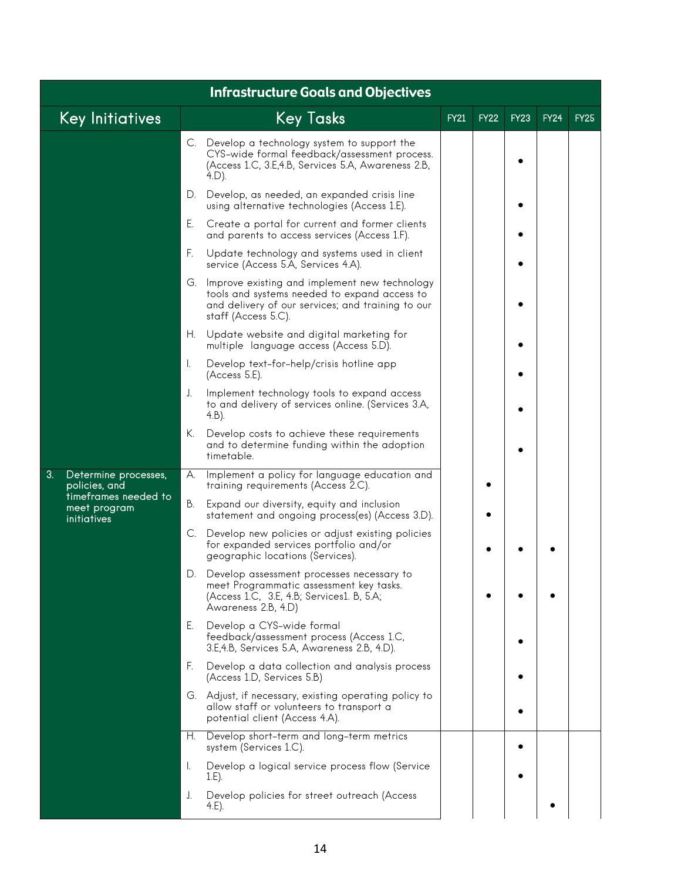| Infrastructure Goals and Objectives | | | | | | |
|---|---|---|---|---|---|---|
| Key Initiatives | Key Tasks | FY21 | FY22 | FY23 | FY24 | FY25 |
| | C. Develop a technology system to support the CYS-wide formal feedback/assessment process. (Access 1.C, 3.E,4.B, Services 5.A, Awareness 2.B, 4.D). | | | • | | |
| | D. Develop, as needed, an expanded crisis line using alternative technologies (Access 1.E). | | | • | | |
| | E. Create a portal for current and former clients and parents to access services (Access 1.F). | | | • | | |
| | F. Update technology and systems used in client service (Access 5.A, Services 4.A). | | | • | | |
| | G. Improve existing and implement new technology tools and systems needed to expand access to and delivery of our services; and training to our staff (Access 5.C). | | | • | | |
| | H. Update website and digital marketing for multiple language access (Access 5.D). | | | • | | |
| | I. Develop text-for-help/crisis hotline app (Access 5.E). | | | • | | |
| | J. Implement technology tools to expand access to and delivery of services online. (Services 3.A, 4.B). | | | • | | |
| | K. Develop costs to achieve these requirements and to determine funding within the adoption timetable. | | | • | | |
| 3. Determine processes, policies, and timeframes needed to meet program initiatives | A. Implement a policy for language education and training requirements (Access 2.C). | | • | | | |
| | B. Expand our diversity, equity and inclusion statement and ongoing process(es) (Access 3.D). | | • | | | |
| | C. Develop new policies or adjust existing policies for expanded services portfolio and/or geographic locations (Services). | | • | • | • | |
| | D. Develop assessment processes necessary to meet Programmatic assessment key tasks. (Access 1.C, 3.E, 4.B; Services1. B, 5.A; Awareness 2.B, 4.D) | | • | • | • | |
| | E. Develop a CYS-wide formal feedback/assessment process (Access 1.C, 3.E,4.B, Services 5.A, Awareness 2.B, 4.D). | | | • | | |
| | F. Develop a data collection and analysis process (Access 1.D, Services 5.B) | | | • | | |
| | G. Adjust, if necessary, existing operating policy to allow staff or volunteers to transport a potential client (Access 4.A). | | | • | | |
| | H. Develop short-term and long-term metrics system (Services 1.C). | | | • | | |
| | I. Develop a logical service process flow (Service 1.E). | | | • | | |
| | J. Develop policies for street outreach (Access 4.E). | | | | • | |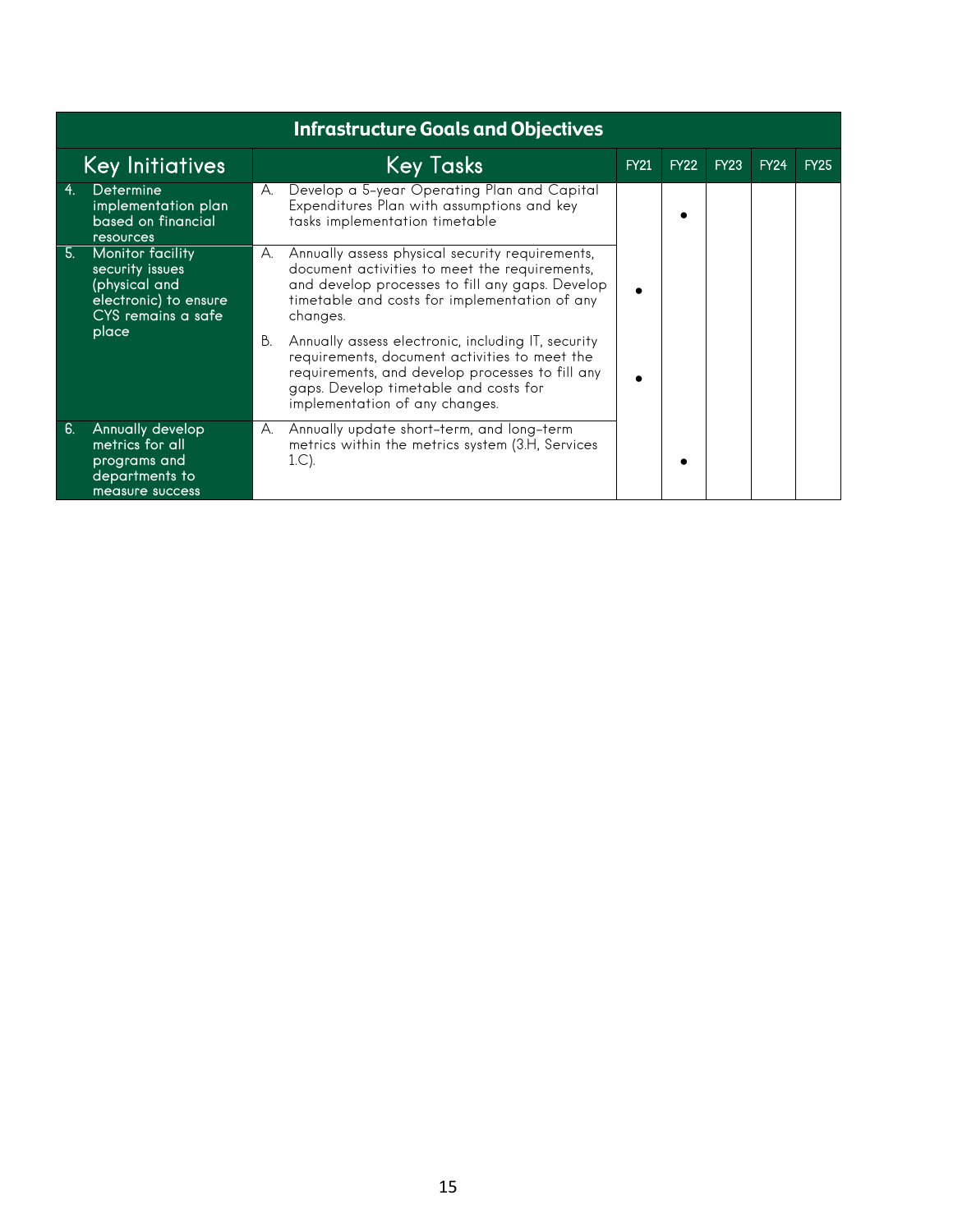## Infrastructure Goals and Objectives

| Key Initiatives | Key Tasks | FY21 | FY22 | FY23 | FY24 | FY25 |
|---|---|---|---|---|---|---|
| 4. Determine implementation plan based on financial resources | A. Develop a 5-year Operating Plan and Capital Expenditures Plan with assumptions and key tasks implementation timetable | | • | | | |
| 5. Monitor facility security issues (physical and electronic) to ensure CYS remains a safe place | A. Annually assess physical security requirements, document activities to meet the requirements, and develop processes to fill any gaps. Develop timetable and costs for implementation of any changes. | • | | | | |
| | B. Annually assess electronic, including IT, security requirements, document activities to meet the requirements, and develop processes to fill any gaps. Develop timetable and costs for implementation of any changes. | • | | | | |
| 6. Annually develop metrics for all programs and departments to measure success | A. Annually update short-term, and long-term metrics within the metrics system (3.H, Services 1.C). | | • | | | |